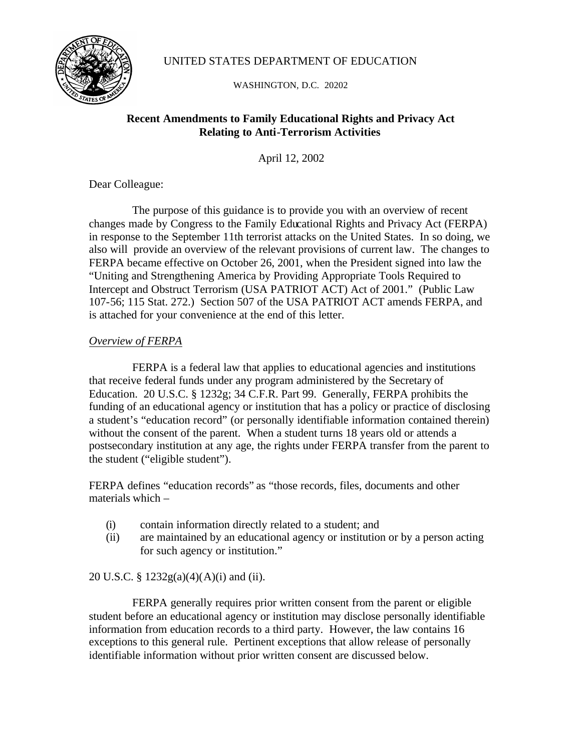UNITED STATES DEPARTMENT OF EDUCATION

WASHINGTON, D.C. 20202

## Recent Amendments to Family Educational Rights and Privacy Act Relating to Anti-Terrorism Activities

April 12, 2002

Dear Colleague:

The purpose of this guidance is to provide you with an overview of recent changes made by Congress to the Family Educational Rights and Privacy Act (FERPA) in response to the September 11th terrorist attacks on the United States. In so doing, we also will provide an overview of the relevant provisions of current law. The changes to FERPA became effective on October 26, 2001, when the President signed into law the "Uniting and Strengthening America by Providing Appropriate Tools Required to Intercept and Obstruct Terrorism (USA PATRIOT ACT) Act of 2001." (Public Law 107-56; 115 Stat. 272.) Section 507 of the USA PATRIOT ACT amends FERPA, and is attached for your convenience at the end of this letter.

*Overview of FERPA*

FERPA is a federal law that applies to educational agencies and institutions that receive federal funds under any program administered by the Secretary of Education. 20 U.S.C. § 1232g; 34 C.F.R. Part 99. Generally, FERPA prohibits the funding of an educational agency or institution that has a policy or practice of disclosing a student's "education record" (or personally identifiable information contained therein) without the consent of the parent. When a student turns 18 years old or attends a postsecondary institution at any age, the rights under FERPA transfer from the parent to the student ("eligible student").

FERPA defines "education records" as "those records, files, documents and other materials which –

(i) contain information directly related to a student; and
(ii) are maintained by an educational agency or institution or by a person acting for such agency or institution."

20 U.S.C. § 1232g(a)(4)(A)(i) and (ii).

FERPA generally requires prior written consent from the parent or eligible student before an educational agency or institution may disclose personally identifiable information from education records to a third party. However, the law contains 16 exceptions to this general rule. Pertinent exceptions that allow release of personally identifiable information without prior written consent are discussed below.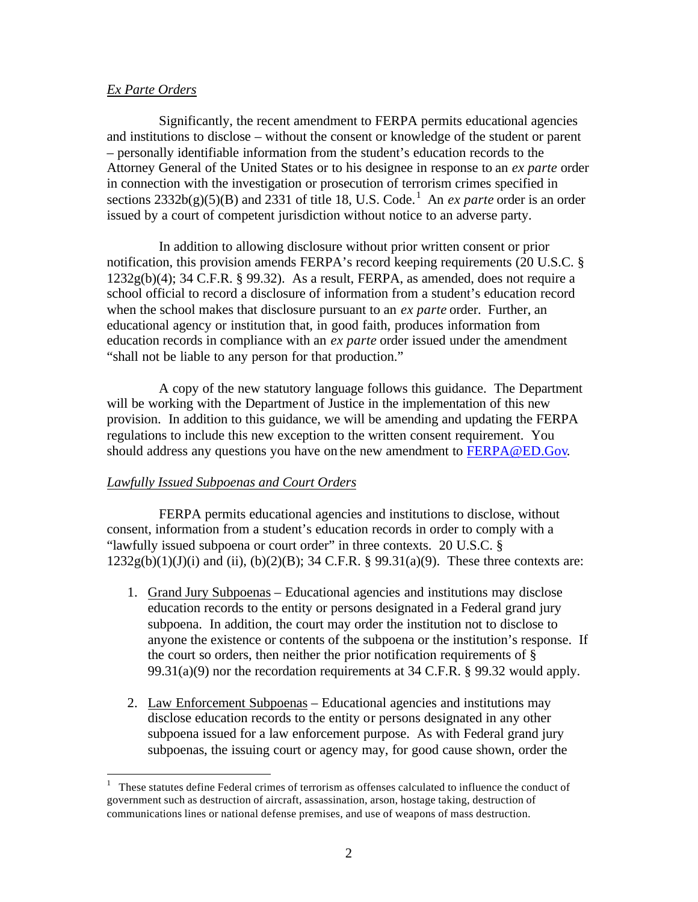*Ex Parte Orders*

Significantly, the recent amendment to FERPA permits educational agencies and institutions to disclose – without the consent or knowledge of the student or parent – personally identifiable information from the student's education records to the Attorney General of the United States or to his designee in response to an *ex parte* order in connection with the investigation or prosecution of terrorism crimes specified in sections 2332b(g)(5)(B) and 2331 of title 18, U.S. Code.[1] An *ex parte* order is an order issued by a court of competent jurisdiction without notice to an adverse party.

In addition to allowing disclosure without prior written consent or prior notification, this provision amends FERPA's record keeping requirements (20 U.S.C. § 1232g(b)(4); 34 C.F.R. § 99.32). As a result, FERPA, as amended, does not require a school official to record a disclosure of information from a student's education record when the school makes that disclosure pursuant to an *ex parte* order. Further, an educational agency or institution that, in good faith, produces information from education records in compliance with an *ex parte* order issued under the amendment "shall not be liable to any person for that production."

A copy of the new statutory language follows this guidance. The Department will be working with the Department of Justice in the implementation of this new provision. In addition to this guidance, we will be amending and updating the FERPA regulations to include this new exception to the written consent requirement. You should address any questions you have on the new amendment to FERPA@ED.Gov.

*Lawfully Issued Subpoenas and Court Orders*

FERPA permits educational agencies and institutions to disclose, without consent, information from a student's education records in order to comply with a "lawfully issued subpoena or court order" in three contexts. 20 U.S.C. § 1232g(b)(1)(J)(i) and (ii), (b)(2)(B); 34 C.F.R. § 99.31(a)(9). These three contexts are:

1. Grand Jury Subpoenas – Educational agencies and institutions may disclose education records to the entity or persons designated in a Federal grand jury subpoena. In addition, the court may order the institution not to disclose to anyone the existence or contents of the subpoena or the institution's response. If the court so orders, then neither the prior notification requirements of § 99.31(a)(9) nor the recordation requirements at 34 C.F.R. § 99.32 would apply.

2. Law Enforcement Subpoenas – Educational agencies and institutions may disclose education records to the entity or persons designated in any other subpoena issued for a law enforcement purpose. As with Federal grand jury subpoenas, the issuing court or agency may, for good cause shown, order the

[1] These statutes define Federal crimes of terrorism as offenses calculated to influence the conduct of government such as destruction of aircraft, assassination, arson, hostage taking, destruction of communications lines or national defense premises, and use of weapons of mass destruction.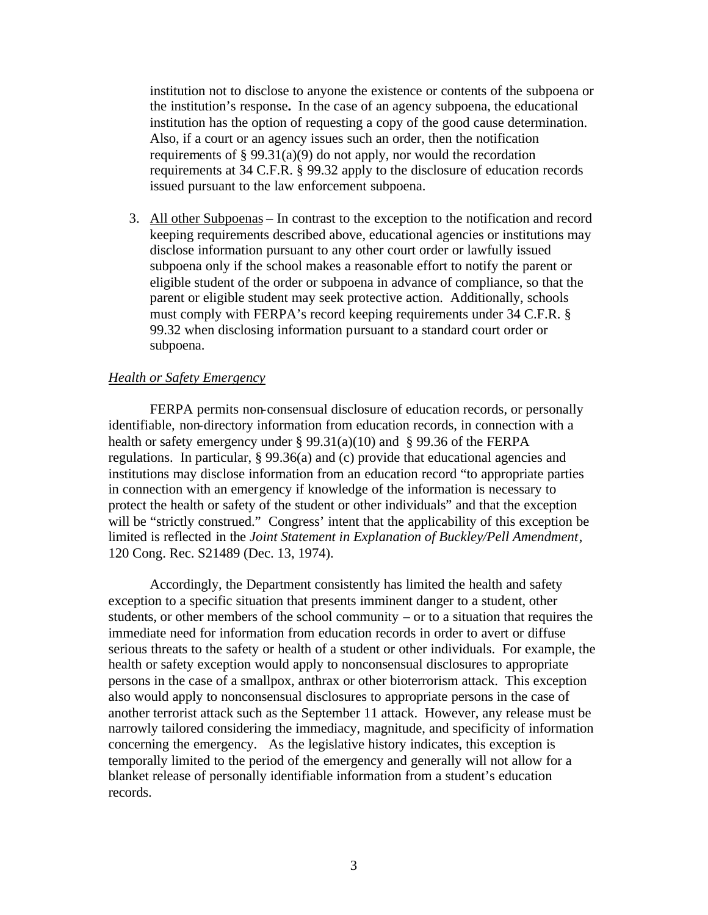institution not to disclose to anyone the existence or contents of the subpoena or the institution's response**.** In the case of an agency subpoena, the educational institution has the option of requesting a copy of the good cause determination. Also, if a court or an agency issues such an order, then the notification requirements of § 99.31(a)(9) do not apply, nor would the recordation requirements at 34 C.F.R. § 99.32 apply to the disclosure of education records issued pursuant to the law enforcement subpoena.

3. <u>All other Subpoenas</u> – In contrast to the exception to the notification and record keeping requirements described above, educational agencies or institutions may disclose information pursuant to any other court order or lawfully issued subpoena only if the school makes a reasonable effort to notify the parent or eligible student of the order or subpoena in advance of compliance, so that the parent or eligible student may seek protective action. Additionally, schools must comply with FERPA's record keeping requirements under 34 C.F.R. § 99.32 when disclosing information pursuant to a standard court order or subpoena.

*<u>Health or Safety Emergency</u>*

FERPA permits non-consensual disclosure of education records, or personally identifiable, non-directory information from education records, in connection with a health or safety emergency under § 99.31(a)(10) and § 99.36 of the FERPA regulations. In particular, § 99.36(a) and (c) provide that educational agencies and institutions may disclose information from an education record "to appropriate parties in connection with an emergency if knowledge of the information is necessary to protect the health or safety of the student or other individuals" and that the exception will be "strictly construed." Congress' intent that the applicability of this exception be limited is reflected in the *Joint Statement in Explanation of Buckley/Pell Amendment*, 120 Cong. Rec. S21489 (Dec. 13, 1974).

Accordingly, the Department consistently has limited the health and safety exception to a specific situation that presents imminent danger to a student, other students, or other members of the school community – or to a situation that requires the immediate need for information from education records in order to avert or diffuse serious threats to the safety or health of a student or other individuals. For example, the health or safety exception would apply to nonconsensual disclosures to appropriate persons in the case of a smallpox, anthrax or other bioterrorism attack. This exception also would apply to nonconsensual disclosures to appropriate persons in the case of another terrorist attack such as the September 11 attack. However, any release must be narrowly tailored considering the immediacy, magnitude, and specificity of information concerning the emergency. As the legislative history indicates, this exception is temporally limited to the period of the emergency and generally will not allow for a blanket release of personally identifiable information from a student's education records.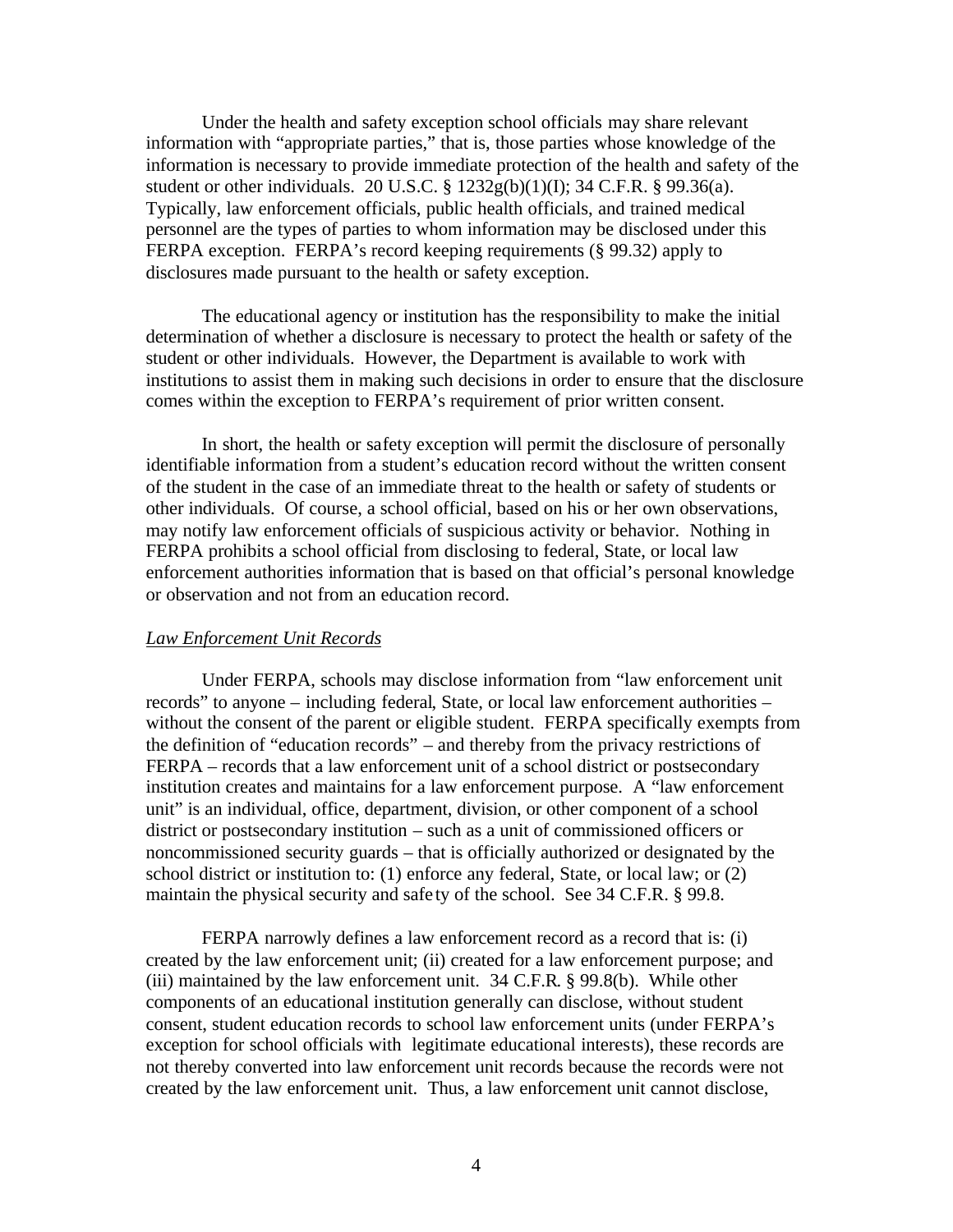Under the health and safety exception school officials may share relevant information with "appropriate parties," that is, those parties whose knowledge of the information is necessary to provide immediate protection of the health and safety of the student or other individuals. 20 U.S.C. § 1232g(b)(1)(I); 34 C.F.R. § 99.36(a). Typically, law enforcement officials, public health officials, and trained medical personnel are the types of parties to whom information may be disclosed under this FERPA exception. FERPA's record keeping requirements (§ 99.32) apply to disclosures made pursuant to the health or safety exception.

The educational agency or institution has the responsibility to make the initial determination of whether a disclosure is necessary to protect the health or safety of the student or other individuals. However, the Department is available to work with institutions to assist them in making such decisions in order to ensure that the disclosure comes within the exception to FERPA's requirement of prior written consent.

In short, the health or safety exception will permit the disclosure of personally identifiable information from a student's education record without the written consent of the student in the case of an immediate threat to the health or safety of students or other individuals. Of course, a school official, based on his or her own observations, may notify law enforcement officials of suspicious activity or behavior. Nothing in FERPA prohibits a school official from disclosing to federal, State, or local law enforcement authorities information that is based on that official's personal knowledge or observation and not from an education record.

*Law Enforcement Unit Records*

Under FERPA, schools may disclose information from "law enforcement unit records" to anyone – including federal, State, or local law enforcement authorities – without the consent of the parent or eligible student. FERPA specifically exempts from the definition of "education records" – and thereby from the privacy restrictions of FERPA – records that a law enforcement unit of a school district or postsecondary institution creates and maintains for a law enforcement purpose. A "law enforcement unit" is an individual, office, department, division, or other component of a school district or postsecondary institution – such as a unit of commissioned officers or noncommissioned security guards – that is officially authorized or designated by the school district or institution to: (1) enforce any federal, State, or local law; or (2) maintain the physical security and safety of the school. See 34 C.F.R. § 99.8.

FERPA narrowly defines a law enforcement record as a record that is: (i) created by the law enforcement unit; (ii) created for a law enforcement purpose; and (iii) maintained by the law enforcement unit. 34 C.F.R. § 99.8(b). While other components of an educational institution generally can disclose, without student consent, student education records to school law enforcement units (under FERPA's exception for school officials with legitimate educational interests), these records are not thereby converted into law enforcement unit records because the records were not created by the law enforcement unit. Thus, a law enforcement unit cannot disclose,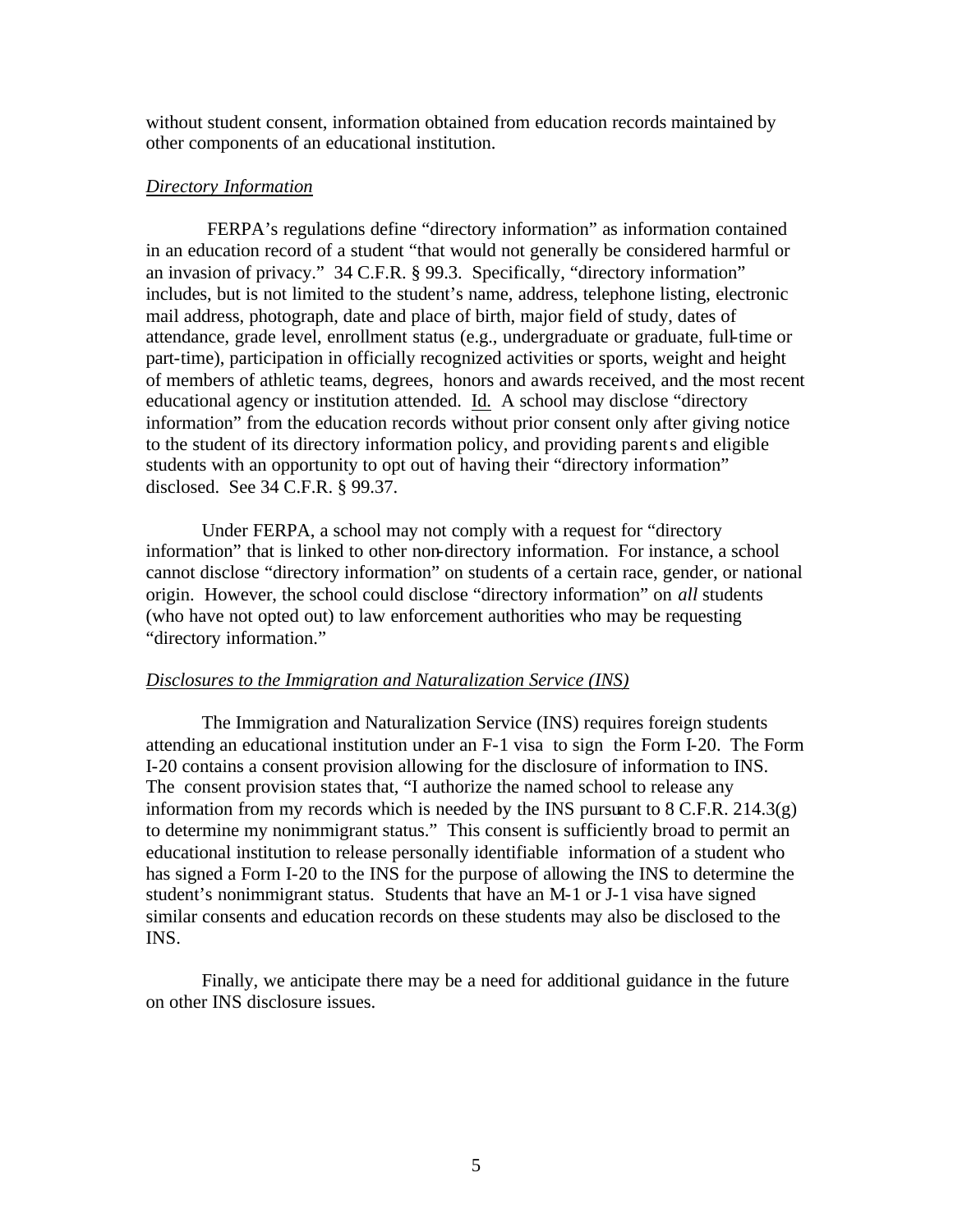without student consent, information obtained from education records maintained by other components of an educational institution.

*Directory Information*

FERPA's regulations define "directory information" as information contained in an education record of a student "that would not generally be considered harmful or an invasion of privacy." 34 C.F.R. § 99.3. Specifically, "directory information" includes, but is not limited to the student's name, address, telephone listing, electronic mail address, photograph, date and place of birth, major field of study, dates of attendance, grade level, enrollment status (e.g., undergraduate or graduate, full-time or part-time), participation in officially recognized activities or sports, weight and height of members of athletic teams, degrees, honors and awards received, and the most recent educational agency or institution attended. Id. A school may disclose "directory information" from the education records without prior consent only after giving notice to the student of its directory information policy, and providing parents and eligible students with an opportunity to opt out of having their "directory information" disclosed. See 34 C.F.R. § 99.37.

Under FERPA, a school may not comply with a request for "directory information" that is linked to other non-directory information. For instance, a school cannot disclose "directory information" on students of a certain race, gender, or national origin. However, the school could disclose "directory information" on *all* students (who have not opted out) to law enforcement authorities who may be requesting "directory information."

*Disclosures to the Immigration and Naturalization Service (INS)*

The Immigration and Naturalization Service (INS) requires foreign students attending an educational institution under an F-1 visa to sign the Form I-20. The Form I-20 contains a consent provision allowing for the disclosure of information to INS. The consent provision states that, "I authorize the named school to release any information from my records which is needed by the INS pursuant to 8 C.F.R. 214.3(g) to determine my nonimmigrant status." This consent is sufficiently broad to permit an educational institution to release personally identifiable information of a student who has signed a Form I-20 to the INS for the purpose of allowing the INS to determine the student's nonimmigrant status. Students that have an M-1 or J-1 visa have signed similar consents and education records on these students may also be disclosed to the INS.

Finally, we anticipate there may be a need for additional guidance in the future on other INS disclosure issues.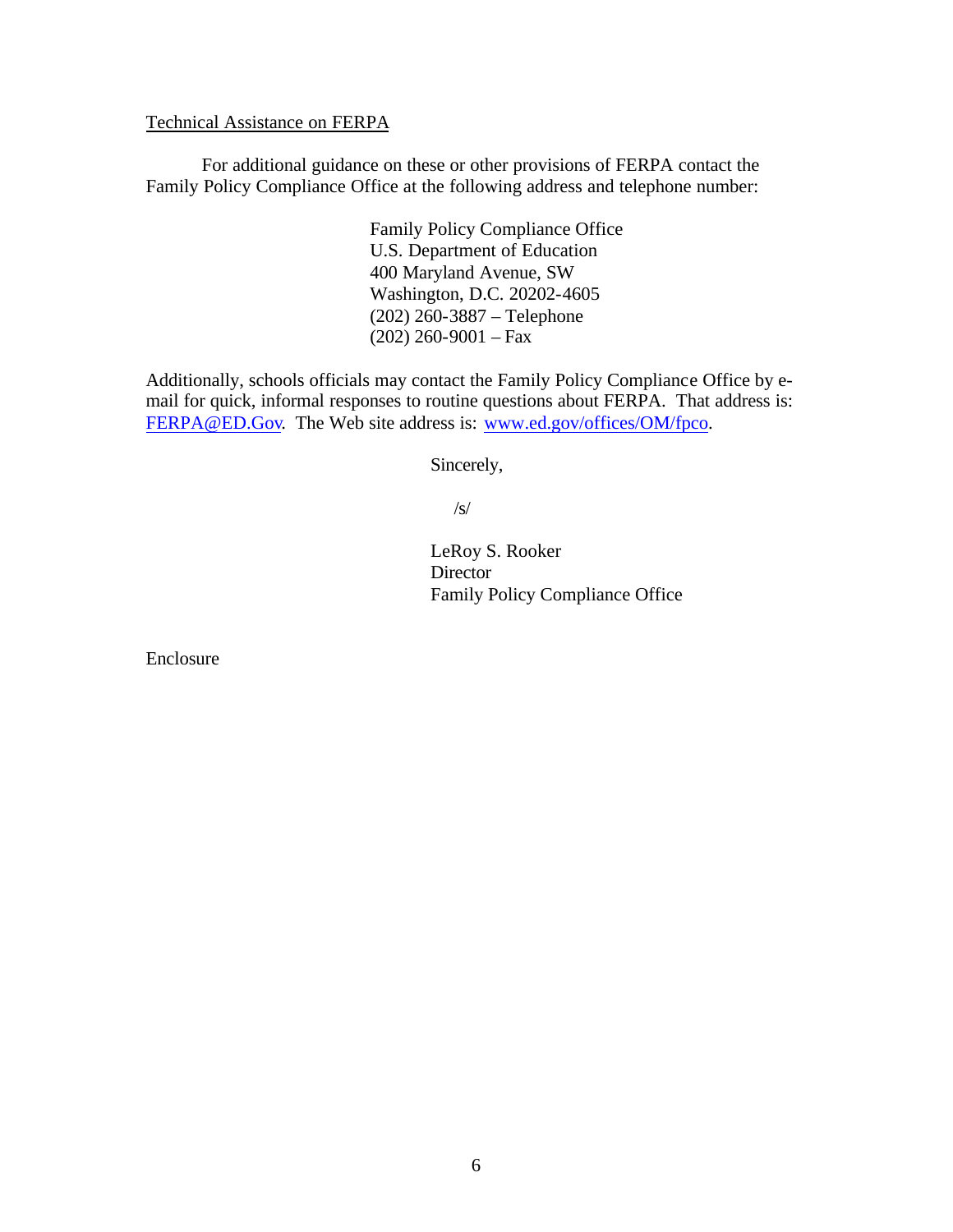<u>Technical Assistance on FERPA</u>

For additional guidance on these or other provisions of FERPA contact the Family Policy Compliance Office at the following address and telephone number:

Family Policy Compliance Office  
U.S. Department of Education  
400 Maryland Avenue, SW  
Washington, D.C. 20202-4605  
(202) 260-3887 – Telephone  
(202) 260-9001 – Fax

Additionally, schools officials may contact the Family Policy Compliance Office by e-mail for quick, informal responses to routine questions about FERPA. That address is: [FERPA@ED.Gov](mailto:FERPA@ED.Gov). The Web site address is: [www.ed.gov/offices/OM/fpco](http://www.ed.gov/offices/OM/fpco).

Sincerely,

/s/

LeRoy S. Rooker  
Director  
Family Policy Compliance Office

Enclosure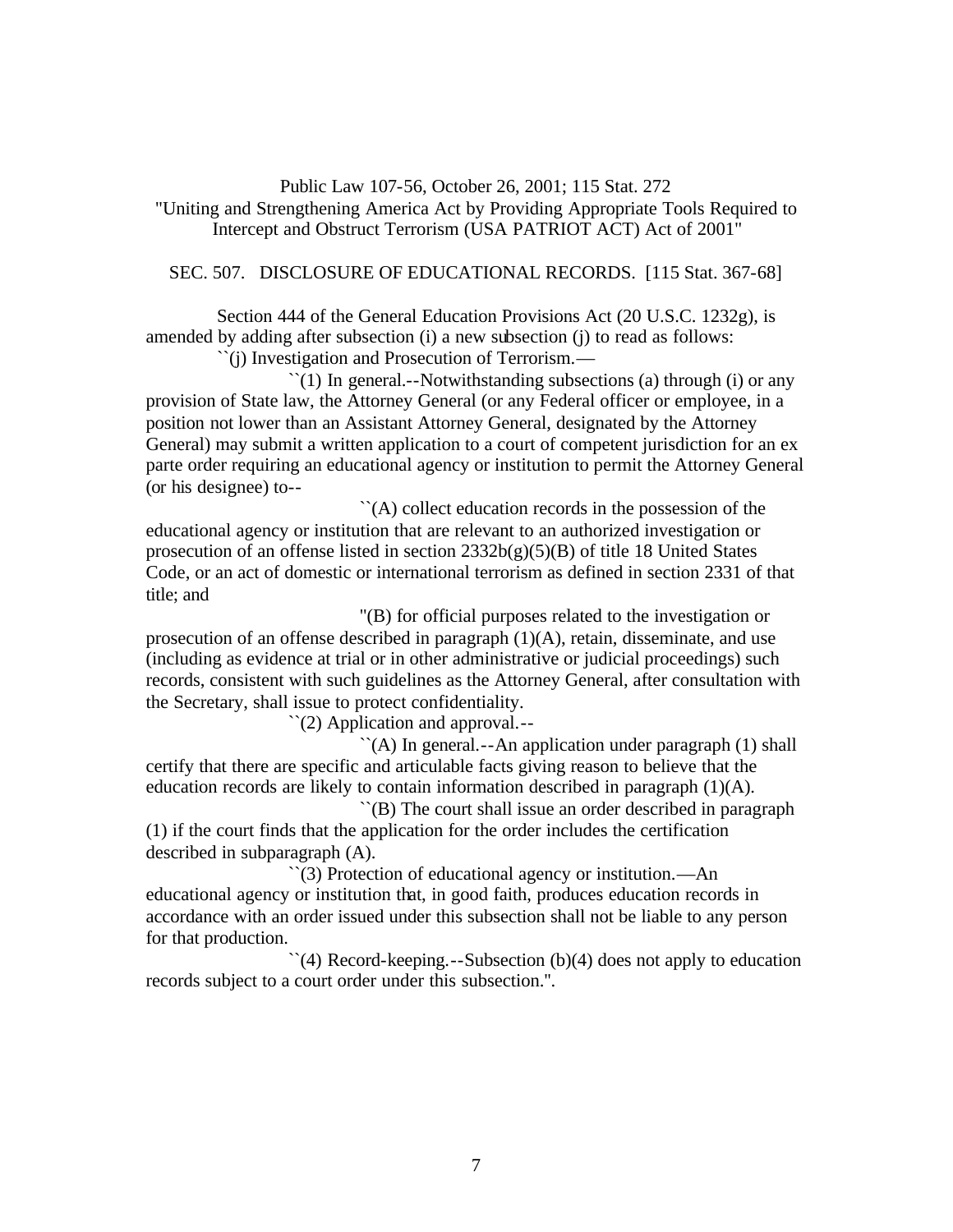Public Law 107-56, October 26, 2001; 115 Stat. 272
"Uniting and Strengthening America Act by Providing Appropriate Tools Required to Intercept and Obstruct Terrorism (USA PATRIOT ACT) Act of 2001"

SEC. 507. DISCLOSURE OF EDUCATIONAL RECORDS. [115 Stat. 367-68]

Section 444 of the General Education Provisions Act (20 U.S.C. 1232g), is amended by adding after subsection (i) a new subsection (j) to read as follows:

``(j) Investigation and Prosecution of Terrorism.—

``(1) In general.--Notwithstanding subsections (a) through (i) or any provision of State law, the Attorney General (or any Federal officer or employee, in a position not lower than an Assistant Attorney General, designated by the Attorney General) may submit a written application to a court of competent jurisdiction for an ex parte order requiring an educational agency or institution to permit the Attorney General (or his designee) to--

``(A) collect education records in the possession of the educational agency or institution that are relevant to an authorized investigation or prosecution of an offense listed in section 2332b(g)(5)(B) of title 18 United States Code, or an act of domestic or international terrorism as defined in section 2331 of that title; and

"(B) for official purposes related to the investigation or prosecution of an offense described in paragraph (1)(A), retain, disseminate, and use (including as evidence at trial or in other administrative or judicial proceedings) such records, consistent with such guidelines as the Attorney General, after consultation with the Secretary, shall issue to protect confidentiality.

``(2) Application and approval.--

``(A) In general.--An application under paragraph (1) shall certify that there are specific and articulable facts giving reason to believe that the education records are likely to contain information described in paragraph (1)(A).

``(B) The court shall issue an order described in paragraph (1) if the court finds that the application for the order includes the certification described in subparagraph (A).

``(3) Protection of educational agency or institution.—An educational agency or institution that, in good faith, produces education records in accordance with an order issued under this subsection shall not be liable to any person for that production.

``(4) Record-keeping.--Subsection (b)(4) does not apply to education records subject to a court order under this subsection.".